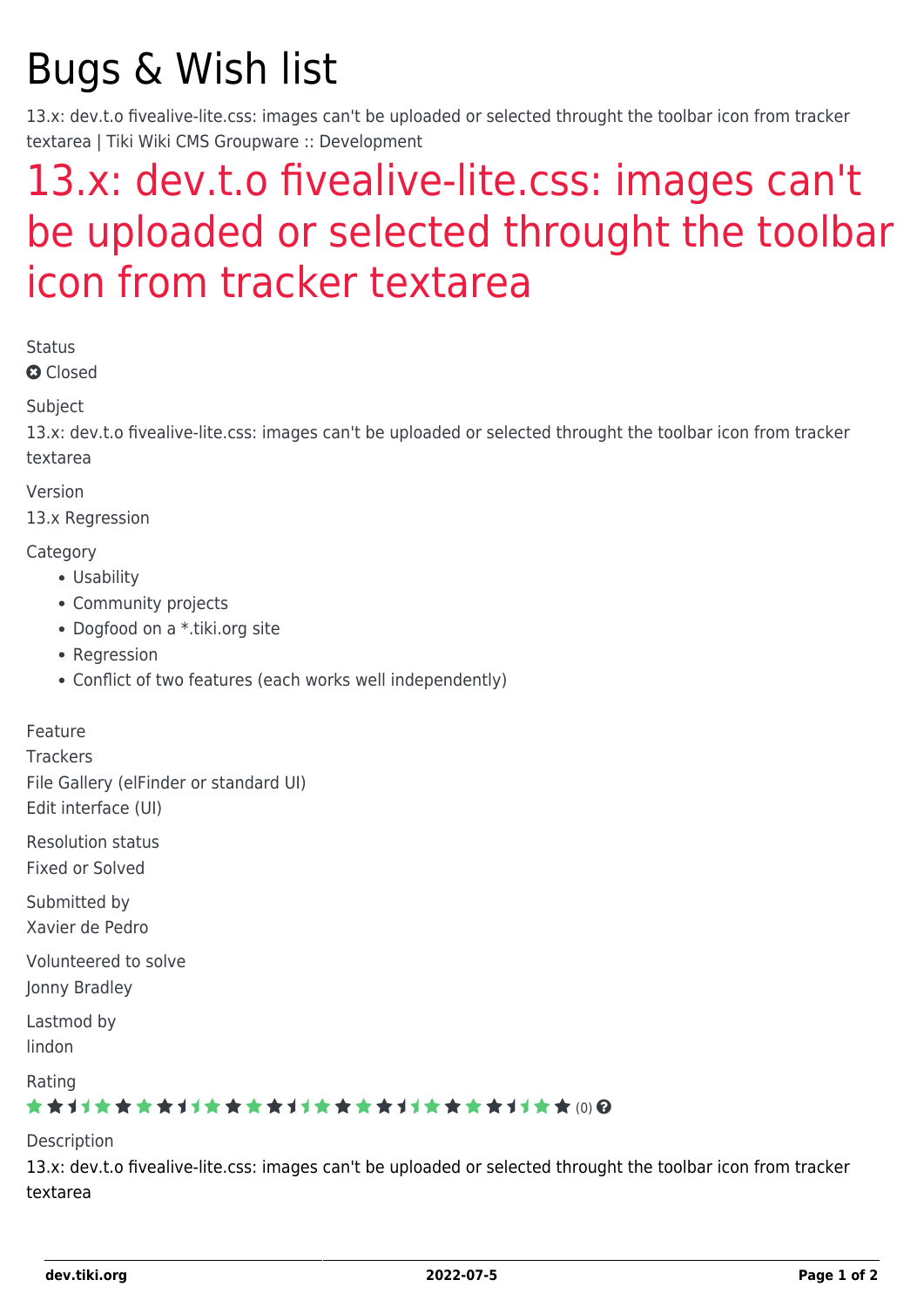# Bugs & Wish list

13.x: dev.t.o fivealive-lite.css: images can't be uploaded or selected throught the toolbar icon from tracker textarea | Tiki Wiki CMS Groupware :: Development

## 13.x: dev.t.o fivealive-lite.css: images can't be uploaded or selected throught the toolbar icon from tracker textarea

Status

Closed

Subject

13.x: dev.t.o fivealive-lite.css: images can't be uploaded or selected throught the toolbar icon from tracker textarea

Version

13.x Regression

Category

- Usability
- Community projects
- Dogfood on a *.tiki.org site
- Regression
- Conflict of two features (each works well independently)

Feature

Trackers

File Gallery (elFinder or standard UI)

Edit interface (UI)

Resolution status

Fixed or Solved

Submitted by

Xavier de Pedro

Volunteered to solve

Jonny Bradley

Lastmod by

lindon

Rating

(0)

Description

13.x: dev.t.o fivealive-lite.css: images can't be uploaded or selected throught the toolbar icon from tracker textarea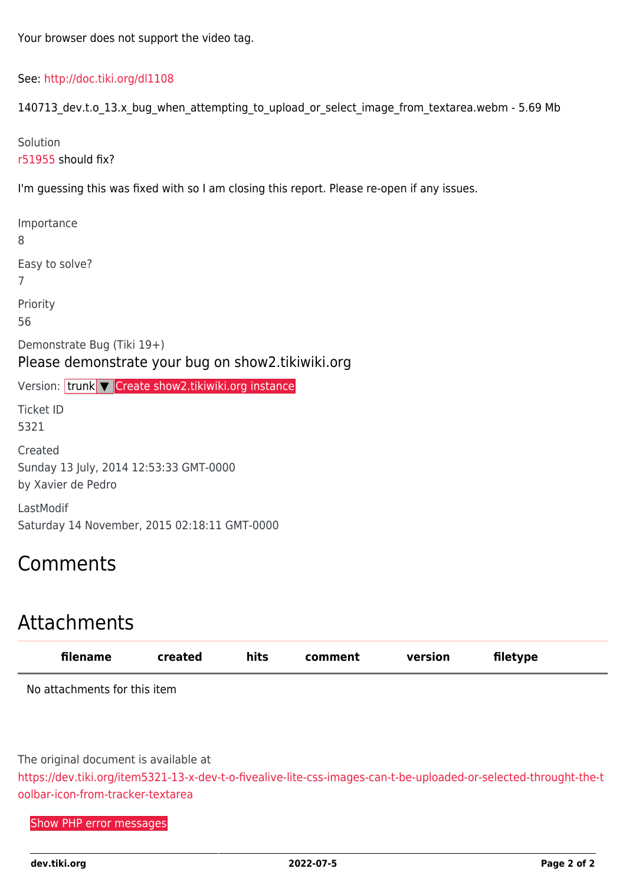Your browser does not support the video tag.

See: http://doc.tiki.org/dl1108

140713_dev.t.o_13.x_bug_when_attempting_to_upload_or_select_image_from_textarea.webm - 5.69 Mb

Solution

r51955 should fix?

I'm guessing this was fixed with so I am closing this report. Please re-open if any issues.

Importance

8

Easy to solve?

7

Priority

56

Demonstrate Bug (Tiki 19+)

Please demonstrate your bug on show2.tikiwiki.org

Version: trunk ▼ Create show2.tikiwiki.org instance

Ticket ID

5321

Created

Sunday 13 July, 2014 12:53:33 GMT-0000

by Xavier de Pedro

LastModif

Saturday 14 November, 2015 02:18:11 GMT-0000

## Comments

## Attachments

| filename | created | hits | comment | version | filetype |
|---|---|---|---|---|---|
| No attachments for this item | | | | | |

The original document is available at

https://dev.tiki.org/item5321-13-x-dev-t-o-fivealive-lite-css-images-can-t-be-uploaded-or-selected-throught-the-toolbar-icon-from-tracker-textarea

Show PHP error messages